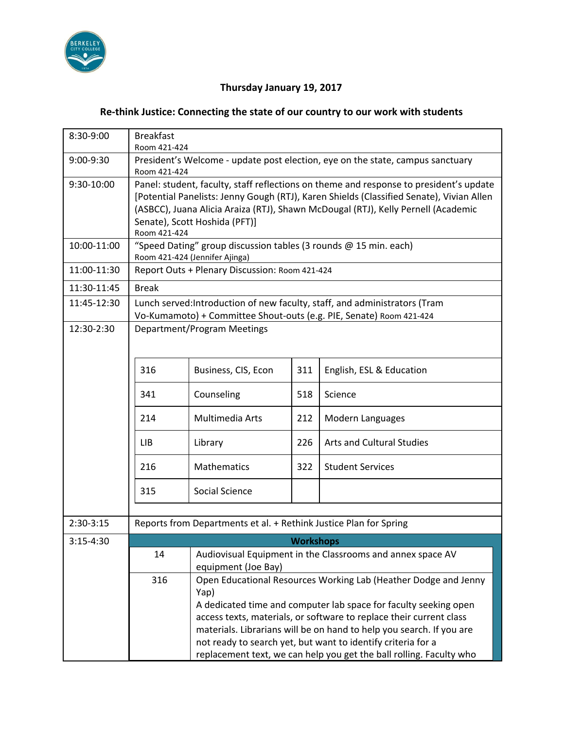**Thursday January 19, 2017**

**Re-think Justice: Connecting the state of our country to our work with students**

| | |
|---|---|
| 8:30-9:00 | Breakfast<br>Room 421-424 |
| 9:00-9:30 | President's Welcome - update post election, eye on the state, campus sanctuary<br>Room 421-424 |
| 9:30-10:00 | Panel: student, faculty, staff reflections on theme and response to president's update [Potential Panelists: Jenny Gough (RTJ), Karen Shields (Classified Senate), Vivian Allen (ASBCC), Juana Alicia Araiza (RTJ), Shawn McDougal (RTJ), Kelly Pernell (Academic Senate), Scott Hoshida (PFT)]<br>Room 421-424 |
| 10:00-11:00 | "Speed Dating" group discussion tables (3 rounds @ 15 min. each)<br>Room 421-424 (Jennifer Ajinga) |
| 11:00-11:30 | Report Outs + Plenary Discussion: Room 421-424 |
| 11:30-11:45 | Break |
| 11:45-12:30 | Lunch served:Introduction of new faculty, staff, and administrators (Tram Vo-Kumamoto) + Committee Shout-outs (e.g. PIE, Senate) Room 421-424 |
| 12:30-2:30 | Department/Program Meetings |
| 2:30-3:15 | Reports from Departments et al. + Rethink Justice Plan for Spring |
| 3:15-4:30 | **Workshops** |

Department/Program Meetings (12:30-2:30):

| | | | |
|---|---|---|---|
| 316 | Business, CIS, Econ | 311 | English, ESL & Education |
| 341 | Counseling | 518 | Science |
| 214 | Multimedia Arts | 212 | Modern Languages |
| LIB | Library | 226 | Arts and Cultural Studies |
| 216 | Mathematics | 322 | Student Services |
| 315 | Social Science | | |

**Workshops** (3:15-4:30):

| | |
|---|---|
| 14 | Audiovisual Equipment in the Classrooms and annex space AV equipment (Joe Bay) |
| 316 | Open Educational Resources Working Lab (Heather Dodge and Jenny Yap)<br>A dedicated time and computer lab space for faculty seeking open access texts, materials, or software to replace their current class materials. Librarians will be on hand to help you search. If you are not ready to search yet, but want to identify criteria for a replacement text, we can help you get the ball rolling. Faculty who |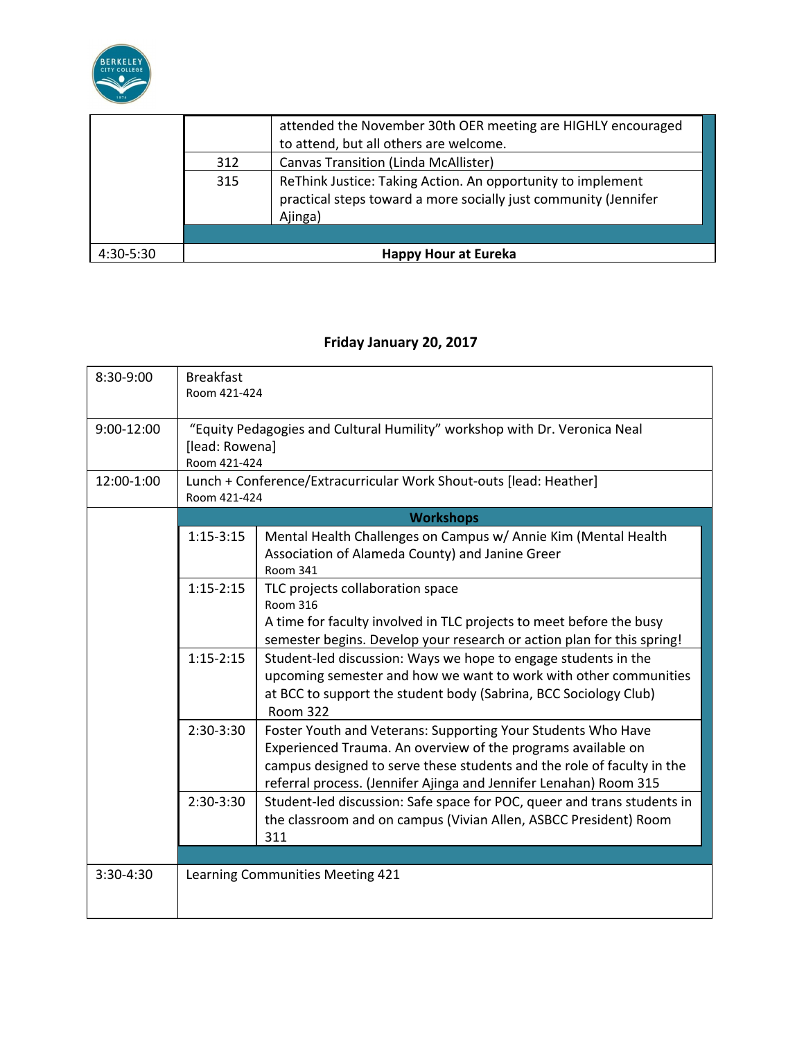| | | |
|---|---|---|
| | | attended the November 30th OER meeting are HIGHLY encouraged to attend, but all others are welcome. |
| | 312 | Canvas Transition (Linda McAllister) |
| | 315 | ReThink Justice: Taking Action. An opportunity to implement practical steps toward a more socially just community (Jennifer Ajinga) |
| 4:30-5:30 | **Happy Hour at Eureka** | |

## Friday January 20, 2017

| | | |
|---|---|---|
| 8:30-9:00 | Breakfast<br>Room 421-424 | |
| 9:00-12:00 | "Equity Pedagogies and Cultural Humility" workshop with Dr. Veronica Neal [lead: Rowena]<br>Room 421-424 | |
| 12:00-1:00 | Lunch + Conference/Extracurricular Work Shout-outs [lead: Heather]<br>Room 421-424 | |
| | **Workshops** | |
| | 1:15-3:15 | Mental Health Challenges on Campus w/ Annie Kim (Mental Health Association of Alameda County) and Janine Greer<br>Room 341 |
| | 1:15-2:15 | TLC projects collaboration space<br>Room 316<br>A time for faculty involved in TLC projects to meet before the busy semester begins. Develop your research or action plan for this spring! |
| | 1:15-2:15 | Student-led discussion: Ways we hope to engage students in the upcoming semester and how we want to work with other communities at BCC to support the student body (Sabrina, BCC Sociology Club)<br>Room 322 |
| | 2:30-3:30 | Foster Youth and Veterans: Supporting Your Students Who Have Experienced Trauma. An overview of the programs available on campus designed to serve these students and the role of faculty in the referral process. (Jennifer Ajinga and Jennifer Lenahan) Room 315 |
| | 2:30-3:30 | Student-led discussion: Safe space for POC, queer and trans students in the classroom and on campus (Vivian Allen, ASBCC President) Room 311 |
| 3:30-4:30 | Learning Communities Meeting 421 | |